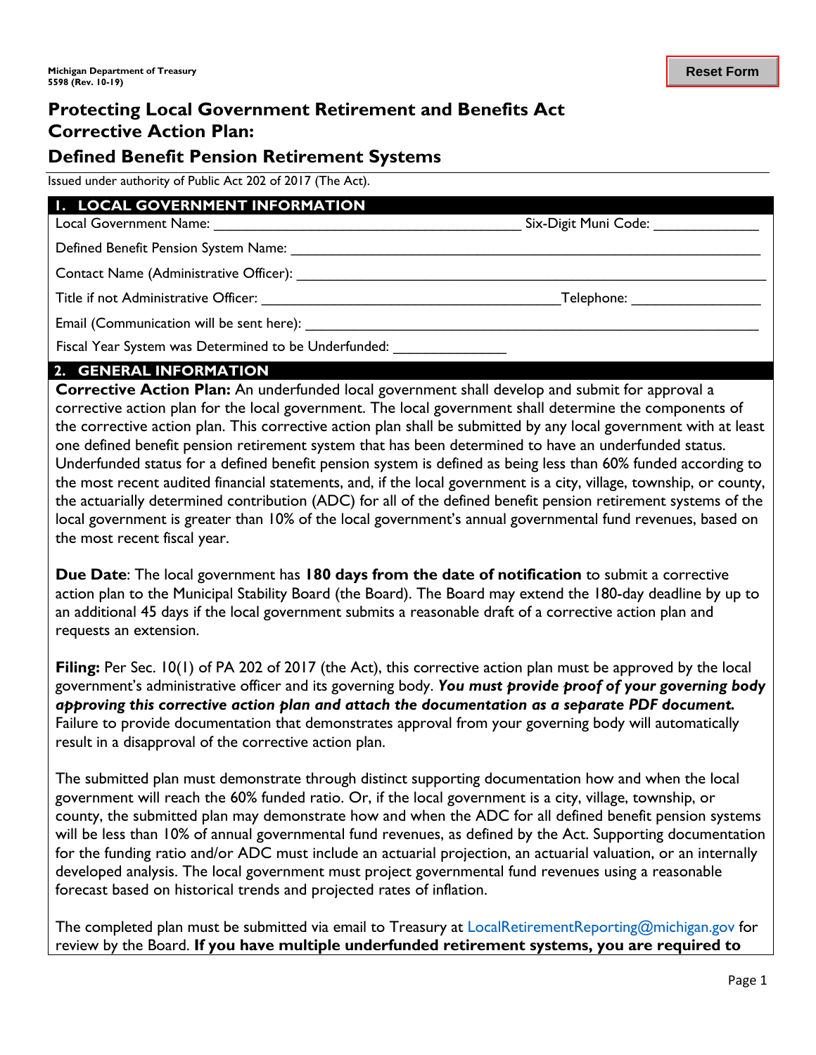Michigan Department of Treasury
5598 (Rev. 10-19)

# Protecting Local Government Retirement and Benefits Act Corrective Action Plan:

## Defined Benefit Pension Retirement Systems

Issued under authority of Public Act 202 of 2017 (The Act).

### 1. LOCAL GOVERNMENT INFORMATION

Local Government Name: ______________________________ Six-Digit Muni Code: __________

Defined Benefit Pension System Name: ______________________________

Contact Name (Administrative Officer): ______________________________

Title if not Administrative Officer: ______________________________ Telephone: __________

Email (Communication will be sent here): ______________________________

Fiscal Year System was Determined to be Underfunded: __________

### 2. GENERAL INFORMATION

**Corrective Action Plan:** An underfunded local government shall develop and submit for approval a corrective action plan for the local government. The local government shall determine the components of the corrective action plan. This corrective action plan shall be submitted by any local government with at least one defined benefit pension retirement system that has been determined to have an underfunded status. Underfunded status for a defined benefit pension system is defined as being less than 60% funded according to the most recent audited financial statements, and, if the local government is a city, village, township, or county, the actuarially determined contribution (ADC) for all of the defined benefit pension retirement systems of the local government is greater than 10% of the local government's annual governmental fund revenues, based on the most recent fiscal year.

**Due Date**: The local government has **180 days from the date of notification** to submit a corrective action plan to the Municipal Stability Board (the Board). The Board may extend the 180-day deadline by up to an additional 45 days if the local government submits a reasonable draft of a corrective action plan and requests an extension.

**Filing:** Per Sec. 10(1) of PA 202 of 2017 (the Act), this corrective action plan must be approved by the local government's administrative officer and its governing body. ***You must provide proof of your governing body approving this corrective action plan and attach the documentation as a separate PDF document.*** Failure to provide documentation that demonstrates approval from your governing body will automatically result in a disapproval of the corrective action plan.

The submitted plan must demonstrate through distinct supporting documentation how and when the local government will reach the 60% funded ratio. Or, if the local government is a city, village, township, or county, the submitted plan may demonstrate how and when the ADC for all defined benefit pension systems will be less than 10% of annual governmental fund revenues, as defined by the Act. Supporting documentation for the funding ratio and/or ADC must include an actuarial projection, an actuarial valuation, or an internally developed analysis. The local government must project governmental fund revenues using a reasonable forecast based on historical trends and projected rates of inflation.

The completed plan must be submitted via email to Treasury at LocalRetirementReporting@michigan.gov for review by the Board. **If you have multiple underfunded retirement systems, you are required to**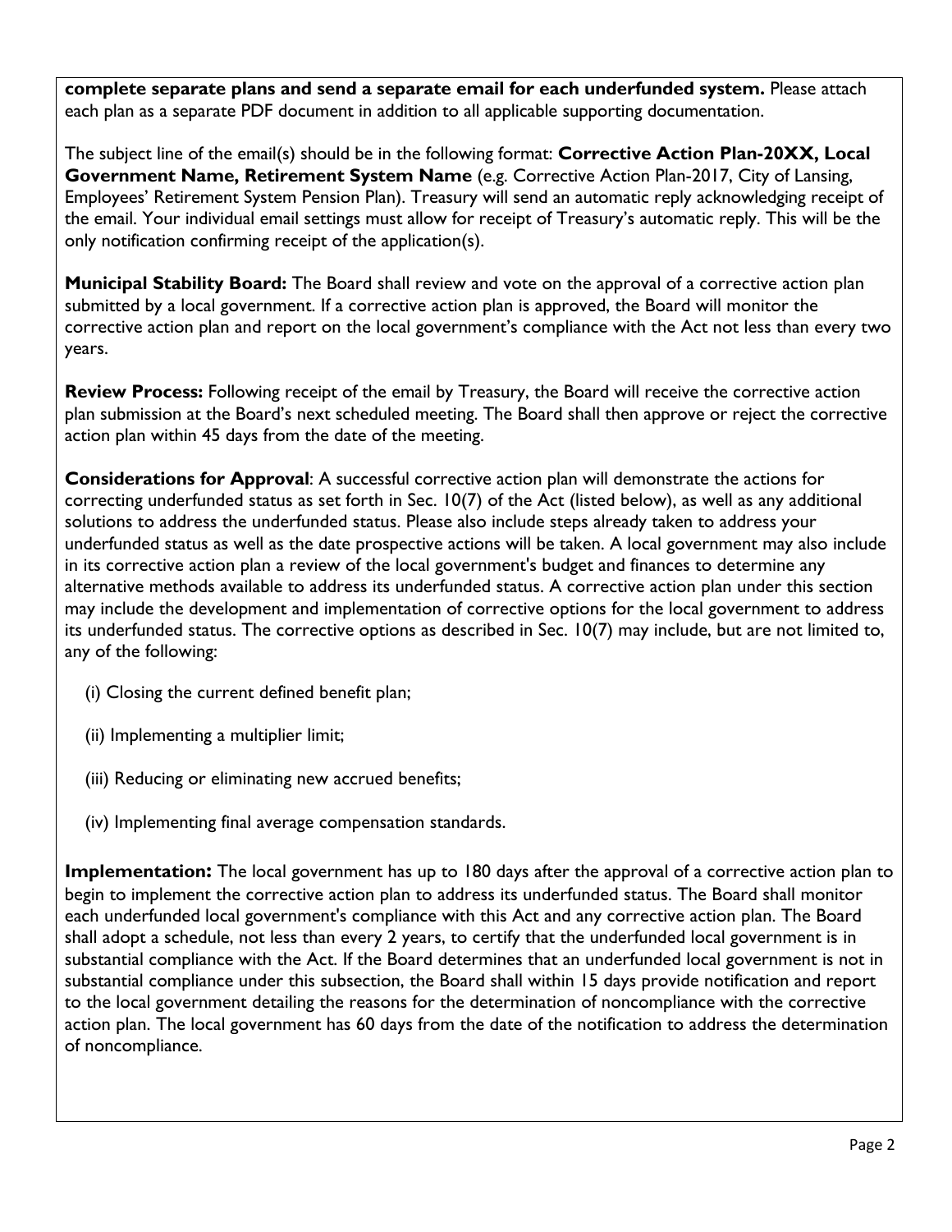**complete separate plans and send a separate email for each underfunded system.** Please attach each plan as a separate PDF document in addition to all applicable supporting documentation.

The subject line of the email(s) should be in the following format: **Corrective Action Plan-20XX, Local Government Name, Retirement System Name** (e.g. Corrective Action Plan-2017, City of Lansing, Employees' Retirement System Pension Plan). Treasury will send an automatic reply acknowledging receipt of the email. Your individual email settings must allow for receipt of Treasury's automatic reply. This will be the only notification confirming receipt of the application(s).

**Municipal Stability Board:** The Board shall review and vote on the approval of a corrective action plan submitted by a local government. If a corrective action plan is approved, the Board will monitor the corrective action plan and report on the local government's compliance with the Act not less than every two years.

**Review Process:** Following receipt of the email by Treasury, the Board will receive the corrective action plan submission at the Board's next scheduled meeting. The Board shall then approve or reject the corrective action plan within 45 days from the date of the meeting.

**Considerations for Approval**: A successful corrective action plan will demonstrate the actions for correcting underfunded status as set forth in Sec. 10(7) of the Act (listed below), as well as any additional solutions to address the underfunded status. Please also include steps already taken to address your underfunded status as well as the date prospective actions will be taken. A local government may also include in its corrective action plan a review of the local government's budget and finances to determine any alternative methods available to address its underfunded status. A corrective action plan under this section may include the development and implementation of corrective options for the local government to address its underfunded status. The corrective options as described in Sec. 10(7) may include, but are not limited to, any of the following:

(i) Closing the current defined benefit plan;

(ii) Implementing a multiplier limit;

(iii) Reducing or eliminating new accrued benefits;

(iv) Implementing final average compensation standards.

**Implementation:** The local government has up to 180 days after the approval of a corrective action plan to begin to implement the corrective action plan to address its underfunded status. The Board shall monitor each underfunded local government's compliance with this Act and any corrective action plan. The Board shall adopt a schedule, not less than every 2 years, to certify that the underfunded local government is in substantial compliance with the Act. If the Board determines that an underfunded local government is not in substantial compliance under this subsection, the Board shall within 15 days provide notification and report to the local government detailing the reasons for the determination of noncompliance with the corrective action plan. The local government has 60 days from the date of the notification to address the determination of noncompliance.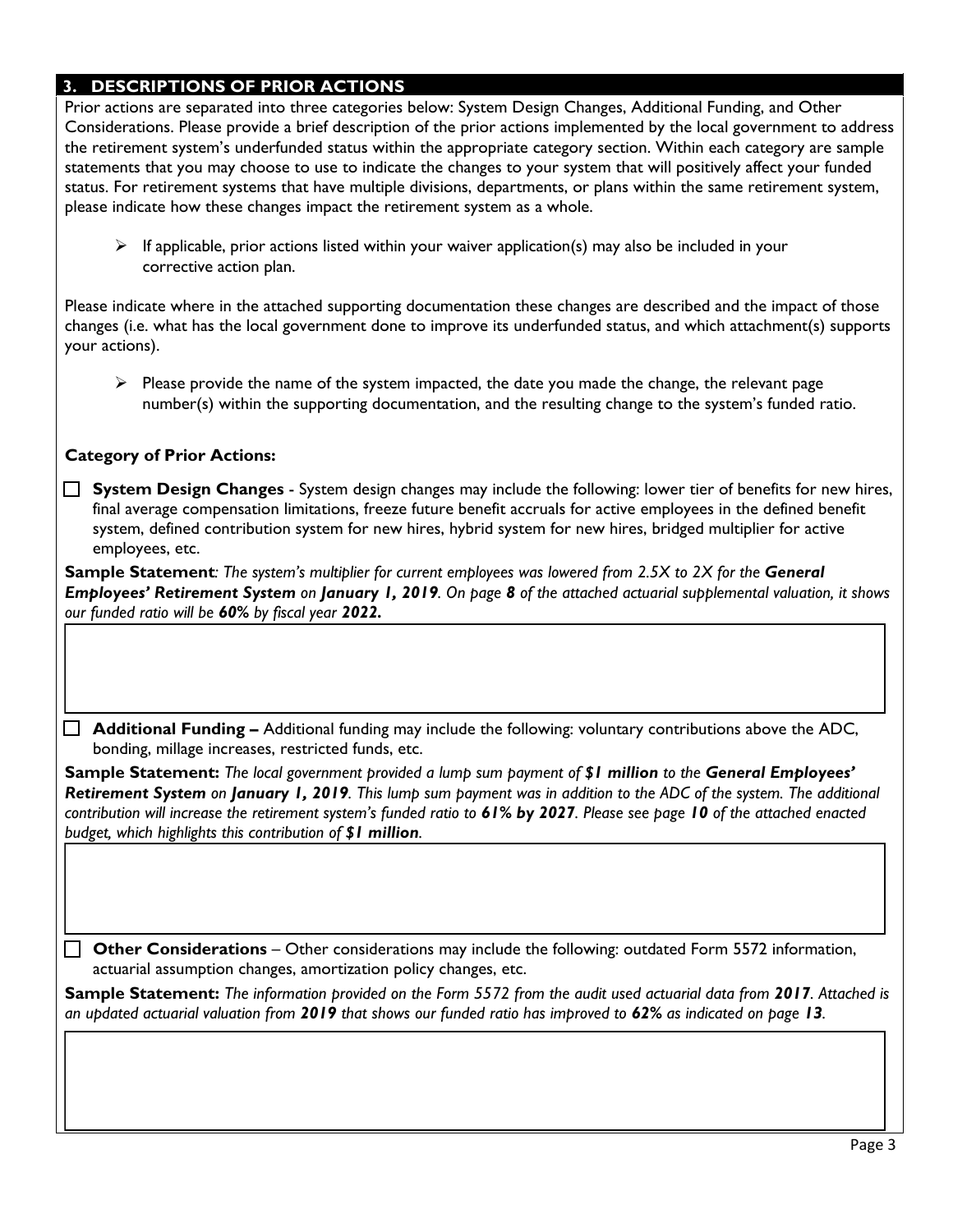## 3. DESCRIPTIONS OF PRIOR ACTIONS

Prior actions are separated into three categories below: System Design Changes, Additional Funding, and Other Considerations. Please provide a brief description of the prior actions implemented by the local government to address the retirement system's underfunded status within the appropriate category section. Within each category are sample statements that you may choose to use to indicate the changes to your system that will positively affect your funded status. For retirement systems that have multiple divisions, departments, or plans within the same retirement system, please indicate how these changes impact the retirement system as a whole.

- If applicable, prior actions listed within your waiver application(s) may also be included in your corrective action plan.

Please indicate where in the attached supporting documentation these changes are described and the impact of those changes (i.e. what has the local government done to improve its underfunded status, and which attachment(s) supports your actions).

- Please provide the name of the system impacted, the date you made the change, the relevant page number(s) within the supporting documentation, and the resulting change to the system's funded ratio.

### Category of Prior Actions:

☐ **System Design Changes** - System design changes may include the following: lower tier of benefits for new hires, final average compensation limitations, freeze future benefit accruals for active employees in the defined benefit system, defined contribution system for new hires, hybrid system for new hires, bridged multiplier for active employees, etc.

**Sample Statement**: *The system's multiplier for current employees was lowered from 2.5X to 2X for the **General Employees' Retirement System** on **January 1, 2019**. On page **8** of the attached actuarial supplemental valuation, it shows our funded ratio will be **60%** by fiscal year **2022.***

☐ **Additional Funding –** Additional funding may include the following: voluntary contributions above the ADC, bonding, millage increases, restricted funds, etc.

**Sample Statement:** *The local government provided a lump sum payment of **$1 million** to the **General Employees' Retirement System** on **January 1, 2019**. This lump sum payment was in addition to the ADC of the system. The additional contribution will increase the retirement system's funded ratio to **61% by 2027**. Please see page **10** of the attached enacted budget, which highlights this contribution of **$1 million**.*

☐ **Other Considerations** – Other considerations may include the following: outdated Form 5572 information, actuarial assumption changes, amortization policy changes, etc.

**Sample Statement:** *The information provided on the Form 5572 from the audit used actuarial data from **2017**. Attached is an updated actuarial valuation from **2019** that shows our funded ratio has improved to **62%** as indicated on page **13**.*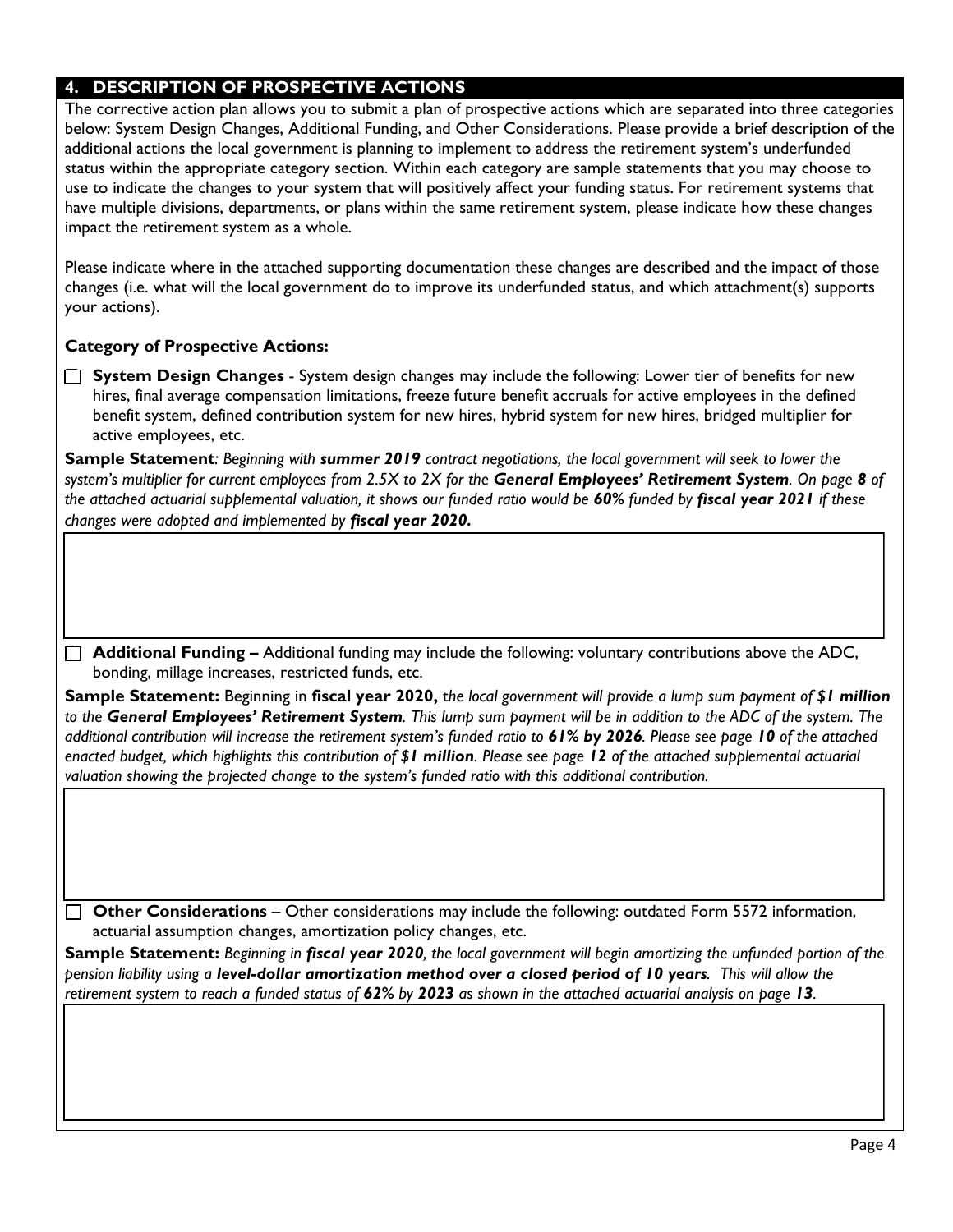## 4. DESCRIPTION OF PROSPECTIVE ACTIONS

The corrective action plan allows you to submit a plan of prospective actions which are separated into three categories below: System Design Changes, Additional Funding, and Other Considerations. Please provide a brief description of the additional actions the local government is planning to implement to address the retirement system's underfunded status within the appropriate category section. Within each category are sample statements that you may choose to use to indicate the changes to your system that will positively affect your funding status. For retirement systems that have multiple divisions, departments, or plans within the same retirement system, please indicate how these changes impact the retirement system as a whole.

Please indicate where in the attached supporting documentation these changes are described and the impact of those changes (i.e. what will the local government do to improve its underfunded status, and which attachment(s) supports your actions).

**Category of Prospective Actions:**

☐ **System Design Changes** - System design changes may include the following: Lower tier of benefits for new hires, final average compensation limitations, freeze future benefit accruals for active employees in the defined benefit system, defined contribution system for new hires, hybrid system for new hires, bridged multiplier for active employees, etc.

**Sample Statement**: *Beginning with **summer 2019** contract negotiations, the local government will seek to lower the system's multiplier for current employees from 2.5X to 2X for the **General Employees' Retirement System**. On page **8** of the attached actuarial supplemental valuation, it shows our funded ratio would be **60%** funded by **fiscal year 2021** if these changes were adopted and implemented by **fiscal year 2020.***

☐ **Additional Funding –** Additional funding may include the following: voluntary contributions above the ADC, bonding, millage increases, restricted funds, etc.

**Sample Statement:** Beginning in **fiscal year 2020,** *the local government will provide a lump sum payment of **$1 million** to the **General Employees' Retirement System**. This lump sum payment will be in addition to the ADC of the system. The additional contribution will increase the retirement system's funded ratio to **61% by 2026**. Please see page **10** of the attached enacted budget, which highlights this contribution of **$1 million**. Please see page **12** of the attached supplemental actuarial valuation showing the projected change to the system's funded ratio with this additional contribution.*

☐ **Other Considerations** – Other considerations may include the following: outdated Form 5572 information, actuarial assumption changes, amortization policy changes, etc.

**Sample Statement:** *Beginning in **fiscal year 2020**, the local government will begin amortizing the unfunded portion of the pension liability using a **level-dollar amortization method over a closed period of 10 years**. This will allow the retirement system to reach a funded status of **62%** by **2023** as shown in the attached actuarial analysis on page **13**.*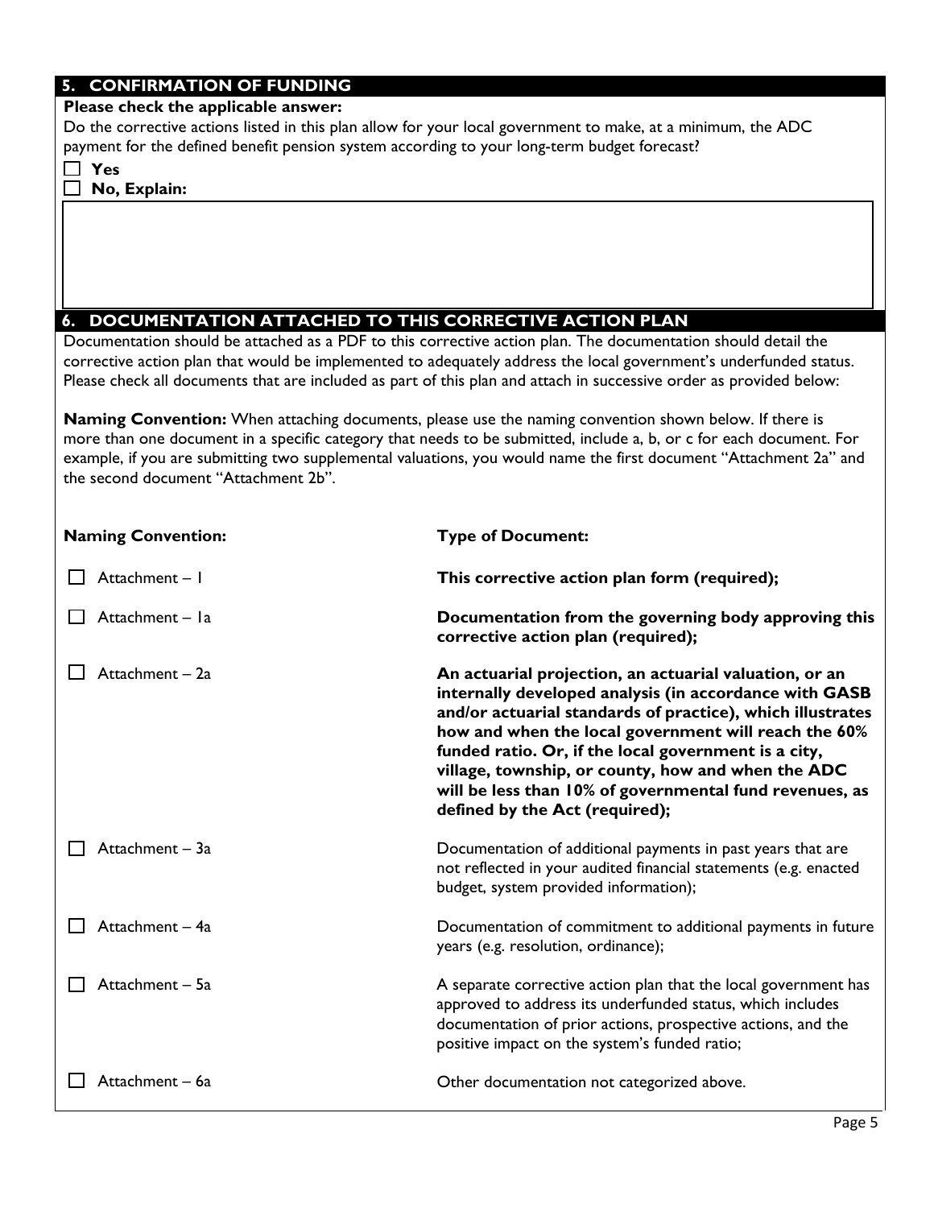## 5. CONFIRMATION OF FUNDING

**Please check the applicable answer:**

Do the corrective actions listed in this plan allow for your local government to make, at a minimum, the ADC payment for the defined benefit pension system according to your long-term budget forecast?

☐ **Yes**

☐ **No, Explain:**

## 6. DOCUMENTATION ATTACHED TO THIS CORRECTIVE ACTION PLAN

Documentation should be attached as a PDF to this corrective action plan. The documentation should detail the corrective action plan that would be implemented to adequately address the local government's underfunded status. Please check all documents that are included as part of this plan and attach in successive order as provided below:

**Naming Convention:** When attaching documents, please use the naming convention shown below. If there is more than one document in a specific category that needs to be submitted, include a, b, or c for each document. For example, if you are submitting two supplemental valuations, you would name the first document "Attachment 2a" and the second document "Attachment 2b".

| Naming Convention: | Type of Document: |
|---|---|
| ☐ Attachment – 1 | **This corrective action plan form (required);** |
| ☐ Attachment – 1a | **Documentation from the governing body approving this corrective action plan (required);** |
| ☐ Attachment – 2a | **An actuarial projection, an actuarial valuation, or an internally developed analysis (in accordance with GASB and/or actuarial standards of practice), which illustrates how and when the local government will reach the 60% funded ratio. Or, if the local government is a city, village, township, or county, how and when the ADC will be less than 10% of governmental fund revenues, as defined by the Act (required);** |
| ☐ Attachment – 3a | Documentation of additional payments in past years that are not reflected in your audited financial statements (e.g. enacted budget, system provided information); |
| ☐ Attachment – 4a | Documentation of commitment to additional payments in future years (e.g. resolution, ordinance); |
| ☐ Attachment – 5a | A separate corrective action plan that the local government has approved to address its underfunded status, which includes documentation of prior actions, prospective actions, and the positive impact on the system's funded ratio; |
| ☐ Attachment – 6a | Other documentation not categorized above. |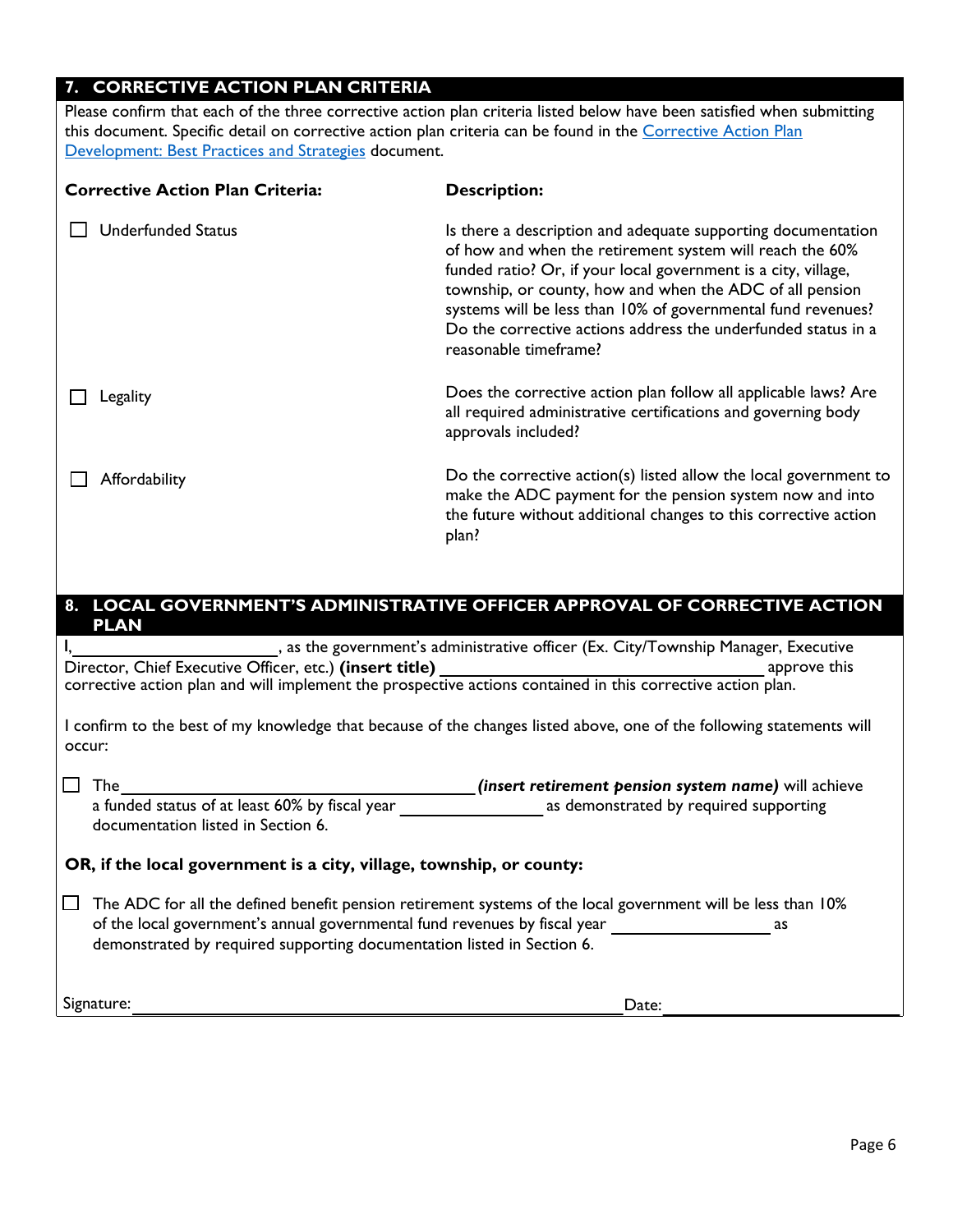## 7. CORRECTIVE ACTION PLAN CRITERIA

Please confirm that each of the three corrective action plan criteria listed below have been satisfied when submitting this document. Specific detail on corrective action plan criteria can be found in the Corrective Action Plan Development: Best Practices and Strategies document.

| Corrective Action Plan Criteria: | Description: |
|---|---|
| ☐ Underfunded Status | Is there a description and adequate supporting documentation of how and when the retirement system will reach the 60% funded ratio? Or, if your local government is a city, village, township, or county, how and when the ADC of all pension systems will be less than 10% of governmental fund revenues? Do the corrective actions address the underfunded status in a reasonable timeframe? |
| ☐ Legality | Does the corrective action plan follow all applicable laws? Are all required administrative certifications and governing body approvals included? |
| ☐ Affordability | Do the corrective action(s) listed allow the local government to make the ADC payment for the pension system now and into the future without additional changes to this corrective action plan? |

## 8. LOCAL GOVERNMENT'S ADMINISTRATIVE OFFICER APPROVAL OF CORRECTIVE ACTION PLAN

I, \_\_\_\_\_\_\_\_\_\_\_\_\_\_\_\_\_\_\_\_\_\_, as the government's administrative officer (Ex. City/Township Manager, Executive Director, Chief Executive Officer, etc.) **(insert title)** \_\_\_\_\_\_\_\_\_\_\_\_\_\_\_\_\_\_\_\_\_\_\_\_\_\_\_\_\_\_\_\_\_\_\_\_ approve this corrective action plan and will implement the prospective actions contained in this corrective action plan.

I confirm to the best of my knowledge that because of the changes listed above, one of the following statements will occur:

☐ The \_\_\_\_\_\_\_\_\_\_\_\_\_\_\_\_\_\_\_\_\_\_\_\_\_\_\_\_\_\_\_\_\_\_\_\_\_\_\_\_ ***(insert retirement pension system name)*** will achieve a funded status of at least 60% by fiscal year \_\_\_\_\_\_\_\_\_\_\_\_\_\_\_\_ as demonstrated by required supporting documentation listed in Section 6.

**OR, if the local government is a city, village, township, or county:**

☐ The ADC for all the defined benefit pension retirement systems of the local government will be less than 10% of the local government's annual governmental fund revenues by fiscal year \_\_\_\_\_\_\_\_\_\_\_\_\_\_\_\_\_\_ as demonstrated by required supporting documentation listed in Section 6.

Signature: \_\_\_\_\_\_\_\_\_\_\_\_\_\_\_\_\_\_\_\_\_\_\_\_\_\_\_\_\_\_\_\_\_\_\_\_\_\_\_\_\_\_\_\_\_\_\_\_\_\_\_\_ Date: \_\_\_\_\_\_\_\_\_\_\_\_\_\_\_\_\_\_\_\_\_\_\_\_